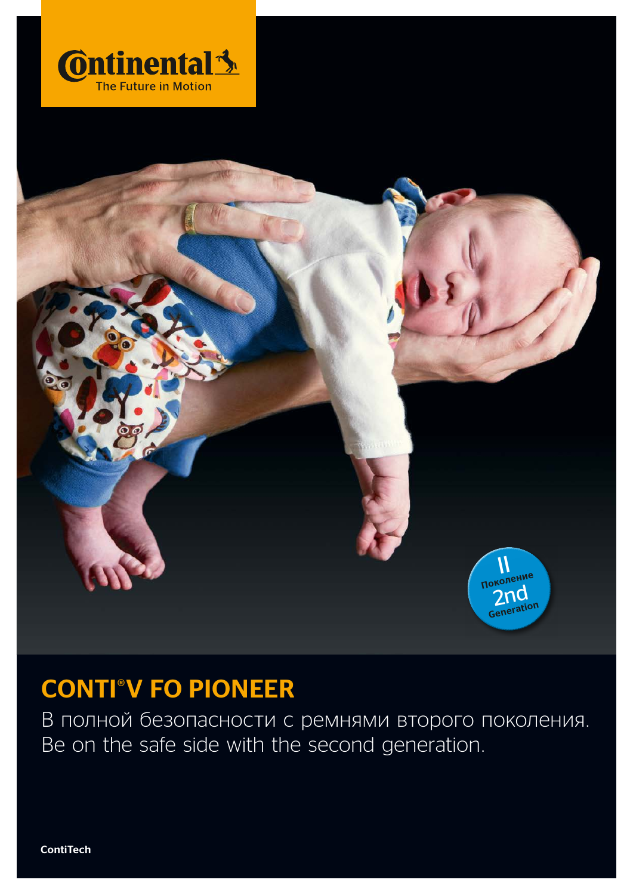# CONTI®V FO PIONEER

В полной безопасности с ремнями второго поколения.
Be on the safe side with the second generation.

ContiTech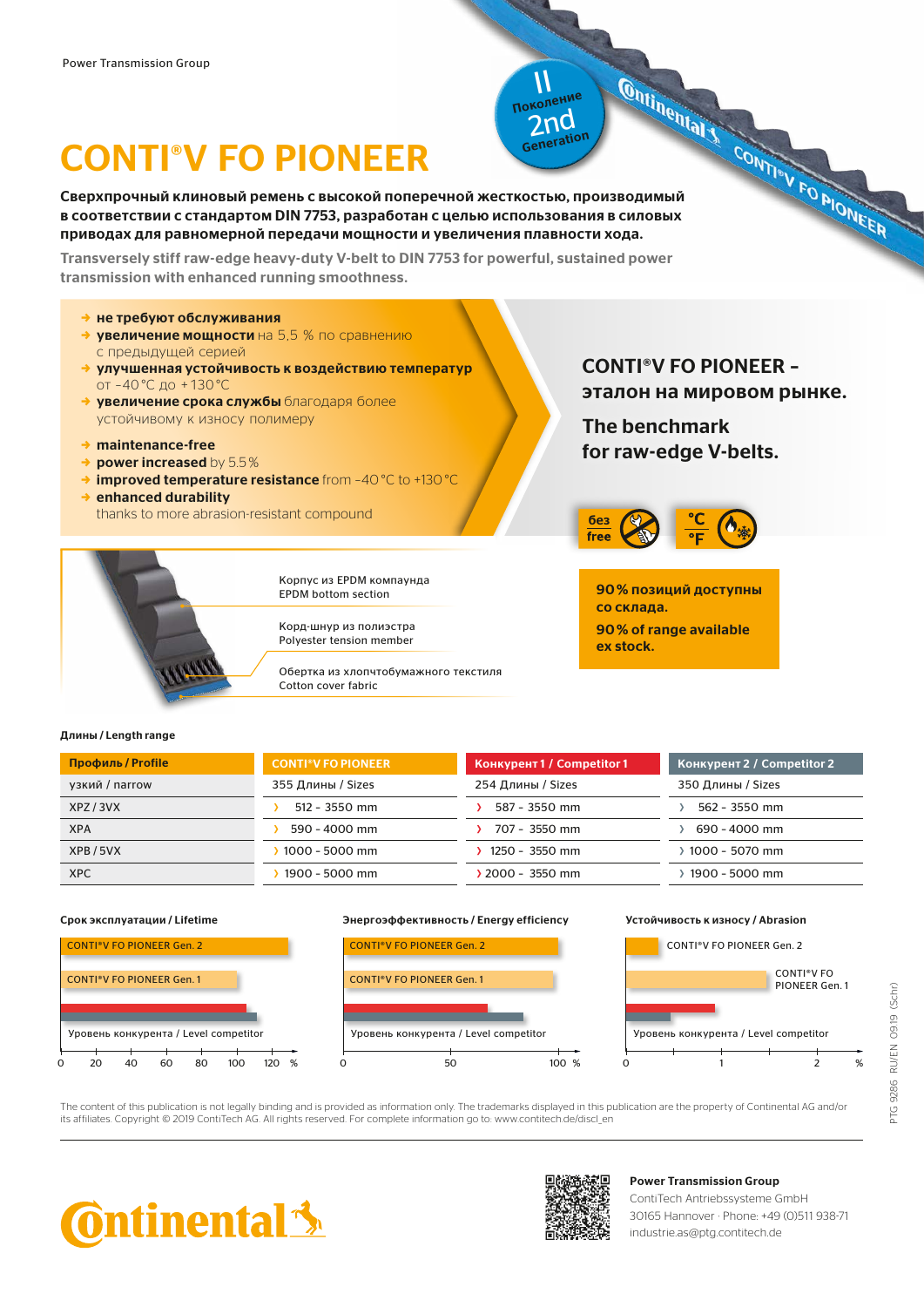Power Transmission Group

# CONTI®V FO PIONEER

II Поколение 2nd Generation

**Сверхпрочный клиновый ремень с высокой поперечной жесткостью, производимый в соответствии с стандартом DIN 7753, разработан с целью использования в силовых приводах для равномерной передачи мощности и увеличения плавности хода.**

**Transversely stiff raw-edge heavy-duty V-belt to DIN 7753 for powerful, sustained power transmission with enhanced running smoothness.**

- **не требуют обслуживания**
- **увеличение мощности** на 5,5 % по сравнению с предыдущей серией
- **улучшенная устойчивость к воздействию температур** от −40 °C до +130 °C
- **увеличение срока службы** благодаря более устойчивому к износу полимеру

- **maintenance-free**
- **power increased** by 5.5 %
- **improved temperature resistance** from −40 °C to +130 °C
- **enhanced durability** thanks to more abrasion-resistant compound

## CONTI®V FO PIONEER – эталон на мировом рынке.

## The benchmark for raw-edge V-belts.

без free

°C °F

Корпус из EPDM компаунда
EPDM bottom section

Корд-шнур из полиэстра
Polyester tension member

Обертка из хлопчатобумажного текстиля
Cotton cover fabric

**90 % позиций доступны со склада.**

**90 % of range available ex stock.**

**Длины / Length range**

| Профиль / Profile | CONTI®V FO PIONEER | Конкурент 1 / Competitor 1 | Конкурент 2 / Competitor 2 |
|---|---|---|---|
| узкий / narrow | 355 Длины / Sizes | 254 Длины / Sizes | 350 Длины / Sizes |
| XPZ / 3VX | › 512 - 3550 mm | › 587 - 3550 mm | › 562 - 3550 mm |
| XPA | › 590 - 4000 mm | › 707 - 3550 mm | › 690 - 4000 mm |
| XPB / 5VX | › 1000 - 5000 mm | › 1250 - 3550 mm | › 1000 - 5070 mm |
| XPC | › 1900 - 5000 mm | › 2000 - 3550 mm | › 1900 - 5000 mm |

**Срок эксплуатации / Lifetime**

CONTI®V FO PIONEER Gen. 2
CONTI®V FO PIONEER Gen. 1
Уровень конкурента / Level competitor
0 20 40 60 80 100 120 %

**Энергоэффективность / Energy efficiency**

CONTI®V FO PIONEER Gen. 2
CONTI®V FO PIONEER Gen. 1
Уровень конкурента / Level competitor
0 50 100 %

**Устойчивость к износу / Abrasion**

CONTI®V FO PIONEER Gen. 2
CONTI®V FO PIONEER Gen. 1
Уровень конкурента / Level competitor
0 1 2 %

The content of this publication is not legally binding and is provided as information only. The trademarks displayed in this publication are the property of Continental AG and/or its affiliates. Copyright © 2019 ContiTech AG. All rights reserved. For complete information go to: www.contitech.de/discl_en

PTG 9286 RU/EN 09.19 (Schr)

Continental

**Power Transmission Group**
ContiTech Antriebssysteme GmbH
30165 Hannover · Phone: +49 (0)511 938-71
industrie.as@ptg.contitech.de